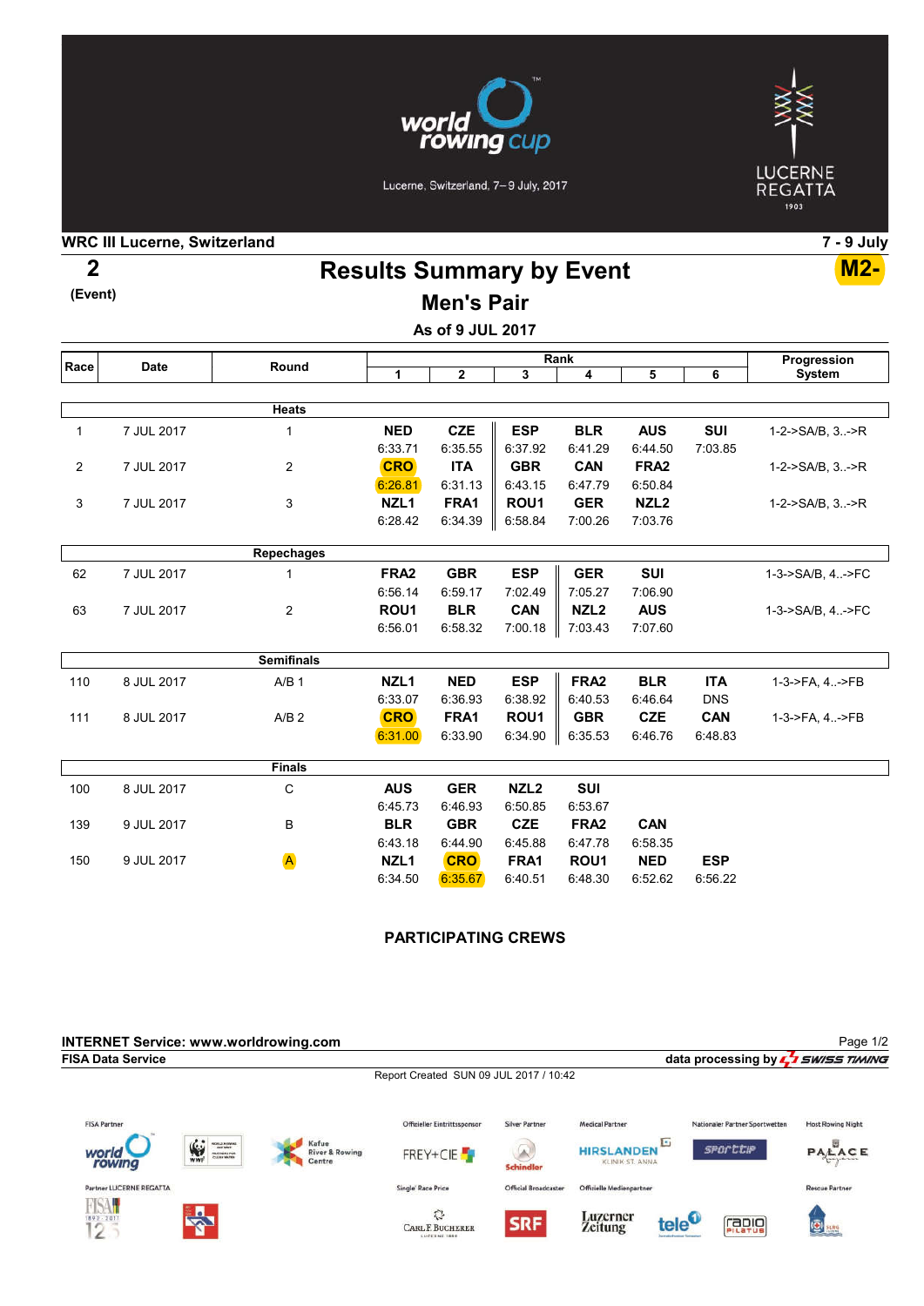world rowing cup

Lucerne, Switzerland, 7–9 July, 2017

LUCERNE REGATTA 1903

**WRC III Lucerne, Switzerland** — **7 - 9 July**

**2** (Event)

# Results Summary by Event

**M2-**

## Men's Pair

### As of 9 JUL 2017

| Race | Date | Round | Rank 1 | 2 | 3 | 4 | 5 | 6 | Progression System |
|---|---|---|---|---|---|---|---|---|---|
| | | **Heats** | | | | | | | |
| 1 | 7 JUL 2017 | 1 | **NED** 6:33.71 | **CZE** 6:35.55 | **ESP** 6:37.92 | **BLR** 6:41.29 | **AUS** 6:44.50 | **SUI** 7:03.85 | 1-2->SA/B, 3..->R |
| 2 | 7 JUL 2017 | 2 | **CRO** 6:26.81 | **ITA** 6:31.13 | **GBR** 6:43.15 | **CAN** 6:47.79 | **FRA2** 6:50.84 | | 1-2->SA/B, 3..->R |
| 3 | 7 JUL 2017 | 3 | **NZL1** 6:28.42 | **FRA1** 6:34.39 | **ROU1** 6:58.84 | **GER** 7:00.26 | **NZL2** 7:03.76 | | 1-2->SA/B, 3..->R |
| | | **Repechages** | | | | | | | |
| 62 | 7 JUL 2017 | 1 | **FRA2** 6:56.14 | **GBR** 6:59.17 | **ESP** 7:02.49 | **GER** 7:05.27 | **SUI** 7:06.90 | | 1-3->SA/B, 4..->FC |
| 63 | 7 JUL 2017 | 2 | **ROU1** 6:56.01 | **BLR** 6:58.32 | **CAN** 7:00.18 | **NZL2** 7:03.43 | **AUS** 7:07.60 | | 1-3->SA/B, 4..->FC |
| | | **Semifinals** | | | | | | | |
| 110 | 8 JUL 2017 | A/B 1 | **NZL1** 6:33.07 | **NED** 6:36.93 | **ESP** 6:38.92 | **FRA2** 6:40.53 | **BLR** 6:46.64 | **ITA** DNS | 1-3->FA, 4..->FB |
| 111 | 8 JUL 2017 | A/B 2 | **CRO** 6:31.00 | **FRA1** 6:33.90 | **ROU1** 6:34.90 | **GBR** 6:35.53 | **CZE** 6:46.76 | **CAN** 6:48.83 | 1-3->FA, 4..->FB |
| | | **Finals** | | | | | | | |
| 100 | 8 JUL 2017 | C | **AUS** 6:45.73 | **GER** 6:46.93 | **NZL2** 6:50.85 | **SUI** 6:53.67 | | | |
| 139 | 9 JUL 2017 | B | **BLR** 6:43.18 | **GBR** 6:44.90 | **CZE** 6:45.88 | **FRA2** 6:47.78 | **CAN** 6:58.35 | | |
| 150 | 9 JUL 2017 | A | **NZL1** 6:34.50 | **CRO** 6:35.67 | **FRA1** 6:40.51 | **ROU1** 6:48.30 | **NED** 6:52.62 | **ESP** 6:56.22 | |

**PARTICIPATING CREWS**

**INTERNET Service: www.worldrowing.com**

**FISA Data Service** — data processing by SWISS TIMING

Report Created SUN 09 JUL 2017 / 10:42

FISA Partner — Partner LUCERNE REGATTA — Offizieller Eintrittssponsor: FREY+CIE — Silver Partner: Schindler — Medical Partner: HIRSLANDEN KLINIK ST. ANNA — Nationaler Partner Sportwetten: sporttip — Host Rowing Night: PALACE — Single Race Price: Carl F. Bucherer — Official Broadcaster: SRF — Offizielle Medienpartner: Luzerner Zeitung, tele1, Radio Pilatus — Rescue Partner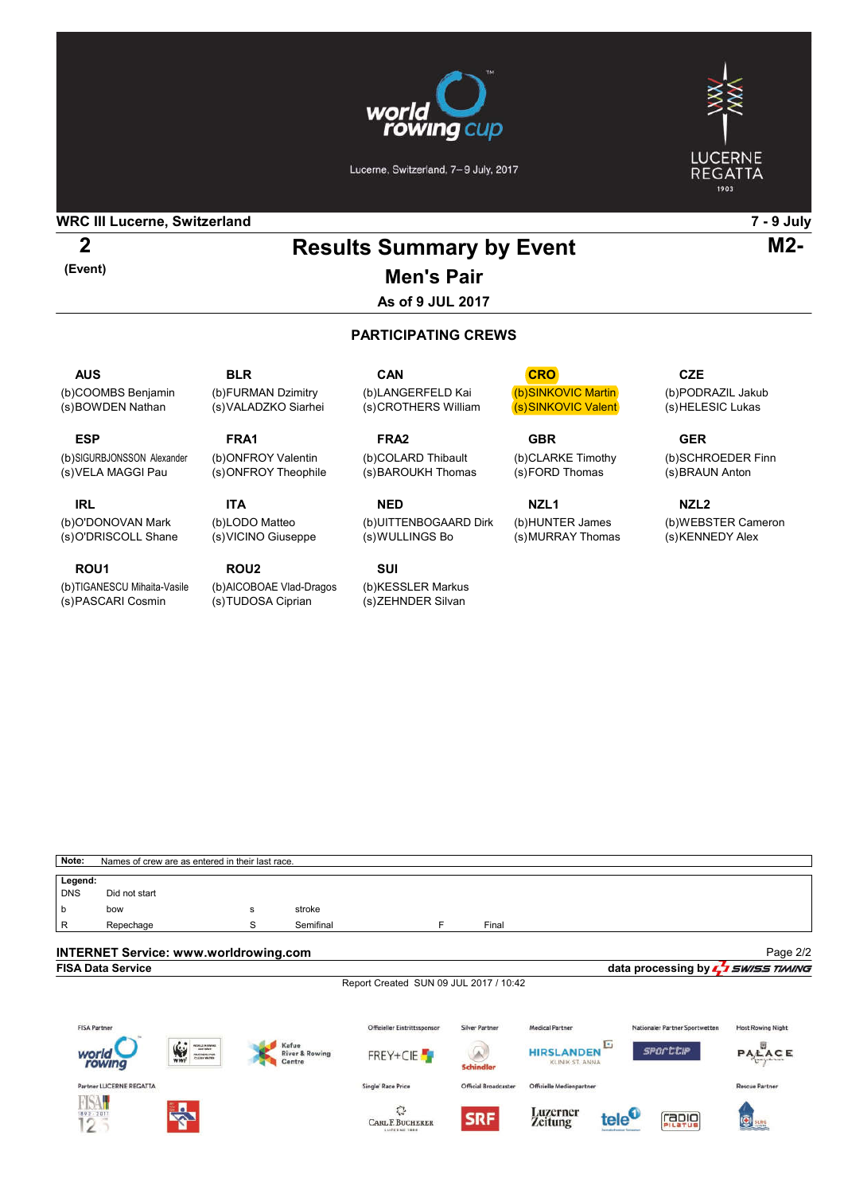WRC III Lucerne, Switzerland — 7 - 9 July

**2**
**(Event)**

# Results Summary by Event

**M2-**

## Men's Pair

**As of 9 JUL 2017**

### PARTICIPATING CREWS

| | | | | |
|---|---|---|---|---|
| **AUS** | **BLR** | **CAN** | **CRO** | **CZE** |
| (b)COOMBS Benjamin<br>(s)BOWDEN Nathan | (b)FURMAN Dzimitry<br>(s)VALADZKO Siarhei | (b)LANGERFELD Kai<br>(s)CROTHERS William | (b)SINKOVIC Martin<br>(s)SINKOVIC Valent | (b)PODRAZIL Jakub<br>(s)HELESIC Lukas |
| **ESP** | **FRA1** | **FRA2** | **GBR** | **GER** |
| (b)SIGURBJONSSON Alexander<br>(s)VELA MAGGI Pau | (b)ONFROY Valentin<br>(s)ONFROY Theophile | (b)COLARD Thibault<br>(s)BAROUKH Thomas | (b)CLARKE Timothy<br>(s)FORD Thomas | (b)SCHROEDER Finn<br>(s)BRAUN Anton |
| **IRL** | **ITA** | **NED** | **NZL1** | **NZL2** |
| (b)O'DONOVAN Mark<br>(s)O'DRISCOLL Shane | (b)LODO Matteo<br>(s)VICINO Giuseppe | (b)UITTENBOGAARD Dirk<br>(s)WULLINGS Bo | (b)HUNTER James<br>(s)MURRAY Thomas | (b)WEBSTER Cameron<br>(s)KENNEDY Alex |
| **ROU1** | **ROU2** | **SUI** | | |
| (b)TIGANESCU Mihaita-Vasile<br>(s)PASCARI Cosmin | (b)AICOBOAE Vlad-Dragos<br>(s)TUDOSA Ciprian | (b)KESSLER Markus<br>(s)ZEHNDER Silvan | | |

**Note:** Names of crew are as entered in their last race.

**Legend:**

| | | | | | |
|---|---|---|---|---|---|
| DNS | Did not start | | | | |
| b | bow | s | stroke | | |
| R | Repechage | S | Semifinal | F | Final |

INTERNET Service: www.worldrowing.com
FISA Data Service — data processing by SWISS TIMING

Report Created SUN 09 JUL 2017 / 10:42